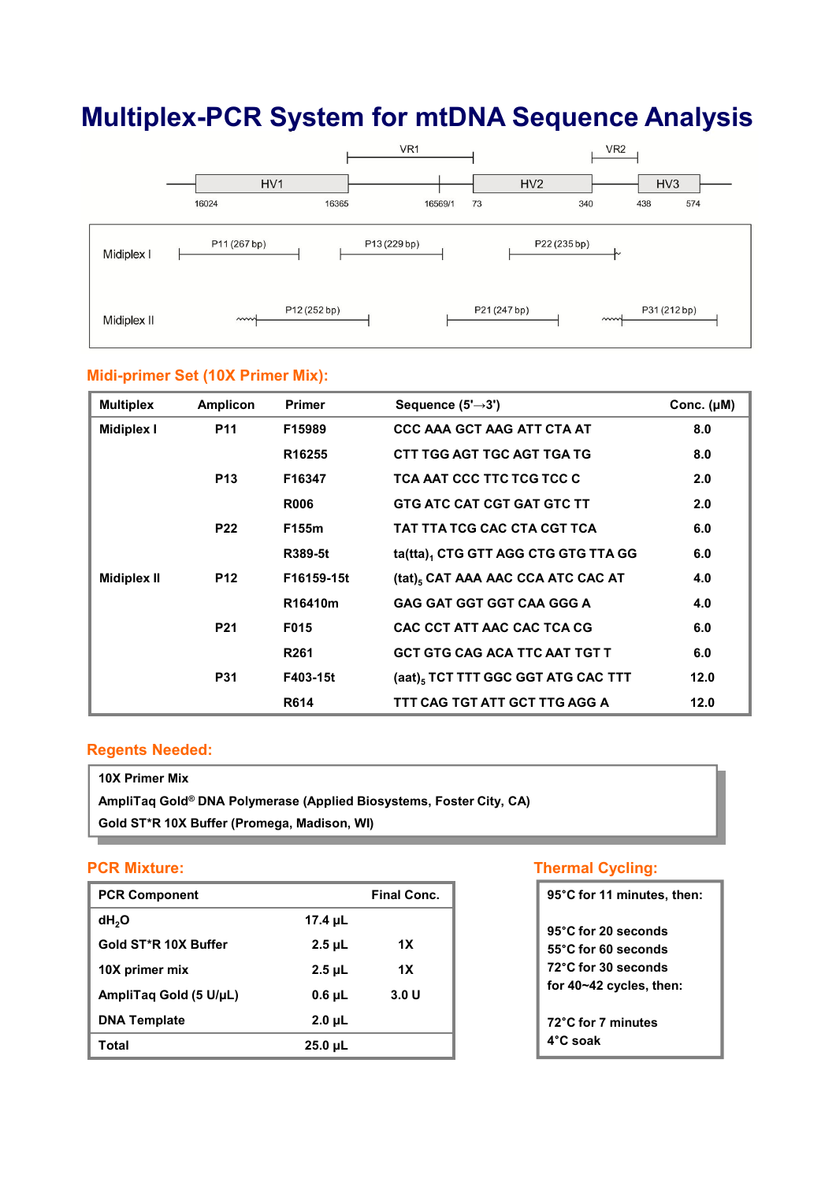# Multiplex-PCR System for mtDNA Sequence Analysis

VR1 VR2

HV1 HV2 HV3

16024 16365 16569/1 73 340 438 574

Midiplex I: P11 (267 bp), P13 (229 bp), P22 (235 bp)

Midiplex II: P12 (252 bp), P21 (247 bp), P31 (212 bp)

## Midi-primer Set (10X Primer Mix):

| Multiplex | Amplicon | Primer | Sequence (5'→3') | Conc. (μM) |
|---|---|---|---|---|
| Midiplex I | P11 | F15989 | CCC AAA GCT AAG ATT CTA AT | 8.0 |
| | | R16255 | CTT TGG AGT TGC AGT TGA TG | 8.0 |
| | P13 | F16347 | TCA AAT CCC TTC TCG TCC C | 2.0 |
| | | R006 | GTG ATC CAT CGT GAT GTC TT | 2.0 |
| | P22 | F155m | TAT TTA TCG CAC CTA CGT TCA | 6.0 |
| | | R389-5t | ta(tta)$_1$ CTG GTT AGG CTG GTG TTA GG | 6.0 |
| Midiplex II | P12 | F16159-15t | (tat)$_5$ CAT AAA AAC CCA ATC CAC AT | 4.0 |
| | | R16410m | GAG GAT GGT GGT CAA GGG A | 4.0 |
| | P21 | F015 | CAC CCT ATT AAC CAC TCA CG | 6.0 |
| | | R261 | GCT GTG CAG ACA TTC AAT TGT T | 6.0 |
| | P31 | F403-15t | (aat)$_5$ TCT TTT GGC GGT ATG CAC TTT | 12.0 |
| | | R614 | TTT CAG TGT ATT GCT TTG AGG A | 12.0 |

## Regents Needed:

- 10X Primer Mix
- AmpliTaq Gold® DNA Polymerase (Applied Biosystems, Foster City, CA)
- Gold ST*R 10X Buffer (Promega, Madison, WI)

## PCR Mixture:

| PCR Component | | Final Conc. |
|---|---|---|
| $dH_2O$ | 17.4 μL | |
| Gold ST*R 10X Buffer | 2.5 μL | 1X |
| 10X primer mix | 2.5 μL | 1X |
| AmpliTaq Gold (5 U/μL) | 0.6 μL | 3.0 U |
| DNA Template | 2.0 μL | |
| Total | 25.0 μL | |

## Thermal Cycling:

95°C for 11 minutes, then:

95°C for 20 seconds
55°C for 60 seconds
72°C for 30 seconds
for 40~42 cycles, then:

72°C for 7 minutes
4°C soak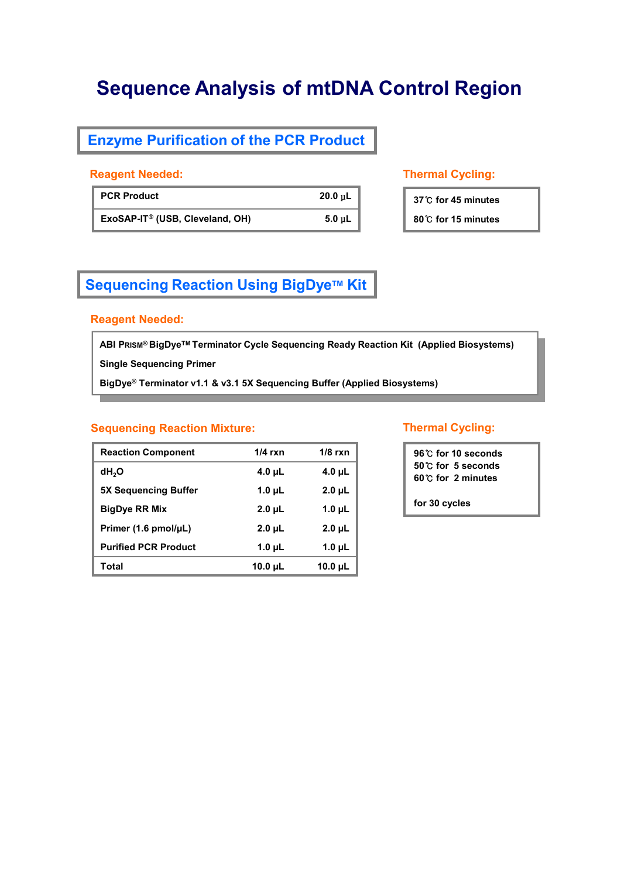# Sequence Analysis of mtDNA Control Region

## Enzyme Purification of the PCR Product

### Reagent Needed:

| | |
|---|---|
| PCR Product | 20.0 μL |
| ExoSAP-IT® (USB, Cleveland, OH) | 5.0 μL |

### Thermal Cycling:

37℃ for 45 minutes

80℃ for 15 minutes

## Sequencing Reaction Using BigDye™ Kit

### Reagent Needed:

ABI PRISM® BigDye™ Terminator Cycle Sequencing Ready Reaction Kit (Applied Biosystems)

Single Sequencing Primer

BigDye® Terminator v1.1 & v3.1 5X Sequencing Buffer (Applied Biosystems)

### Sequencing Reaction Mixture:

| Reaction Component | 1/4 rxn | 1/8 rxn |
|---|---|---|
| $dH_2O$ | 4.0 μL | 4.0 μL |
| 5X Sequencing Buffer | 1.0 μL | 2.0 μL |
| BigDye RR Mix | 2.0 μL | 1.0 μL |
| Primer (1.6 pmol/μL) | 2.0 μL | 2.0 μL |
| Purified PCR Product | 1.0 μL | 1.0 μL |
| Total | 10.0 μL | 10.0 μL |

### Thermal Cycling:

96℃ for 10 seconds  
50℃ for 5 seconds  
60℃ for 2 minutes

for 30 cycles